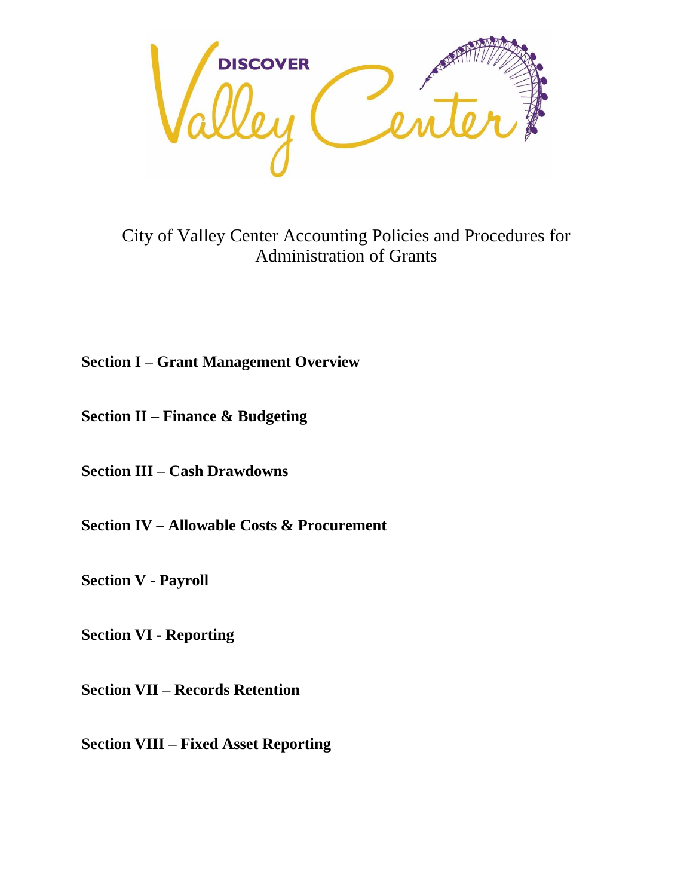# City of Valley Center Accounting Policies and Procedures for Administration of Grants

**Section I – Grant Management Overview**

**Section II – Finance & Budgeting**

**Section III – Cash Drawdowns**

**Section IV – Allowable Costs & Procurement**

**Section V - Payroll**

**Section VI - Reporting**

**Section VII – Records Retention**

**Section VIII – Fixed Asset Reporting**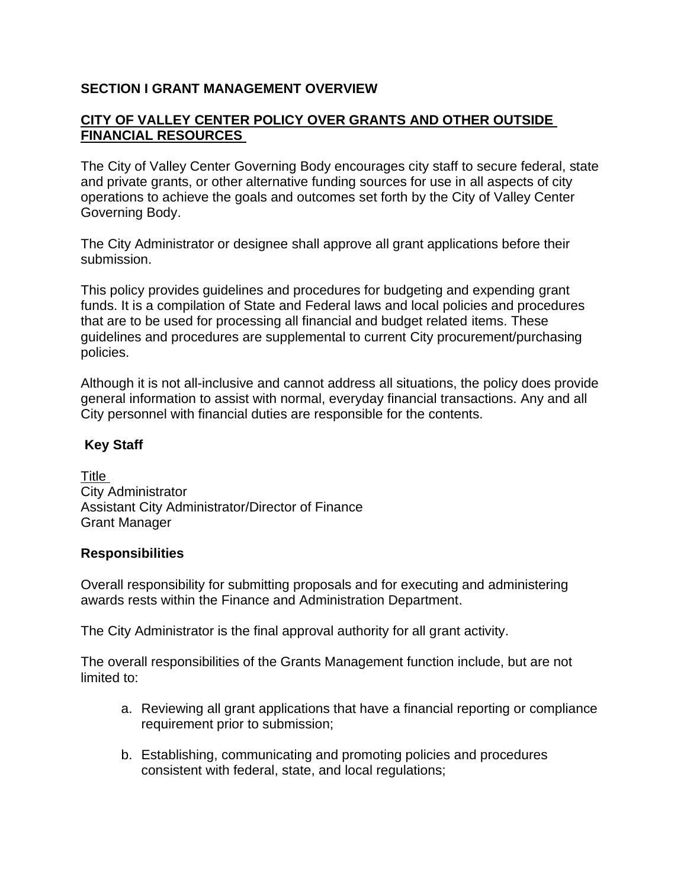## SECTION I GRANT MANAGEMENT OVERVIEW

## CITY OF VALLEY CENTER POLICY OVER GRANTS AND OTHER OUTSIDE FINANCIAL RESOURCES

The City of Valley Center Governing Body encourages city staff to secure federal, state and private grants, or other alternative funding sources for use in all aspects of city operations to achieve the goals and outcomes set forth by the City of Valley Center Governing Body.

The City Administrator or designee shall approve all grant applications before their submission.

This policy provides guidelines and procedures for budgeting and expending grant funds. It is a compilation of State and Federal laws and local policies and procedures that are to be used for processing all financial and budget related items. These guidelines and procedures are supplemental to current City procurement/purchasing policies.

Although it is not all-inclusive and cannot address all situations, the policy does provide general information to assist with normal, everyday financial transactions. Any and all City personnel with financial duties are responsible for the contents.

### Key Staff

Title
City Administrator
Assistant City Administrator/Director of Finance
Grant Manager

### Responsibilities

Overall responsibility for submitting proposals and for executing and administering awards rests within the Finance and Administration Department.

The City Administrator is the final approval authority for all grant activity.

The overall responsibilities of the Grants Management function include, but are not limited to:

a. Reviewing all grant applications that have a financial reporting or compliance requirement prior to submission;

b. Establishing, communicating and promoting policies and procedures consistent with federal, state, and local regulations;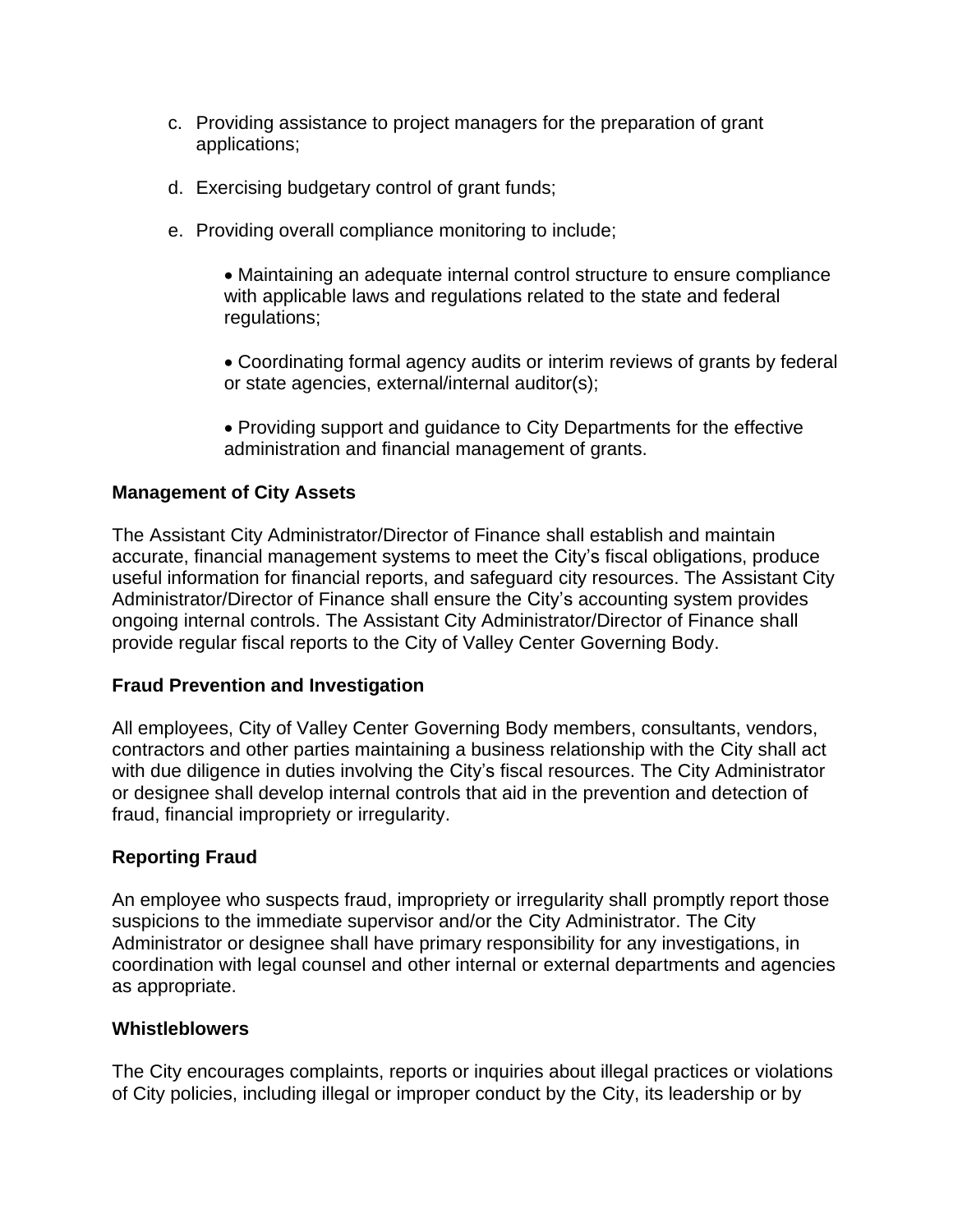c. Providing assistance to project managers for the preparation of grant applications;

d. Exercising budgetary control of grant funds;

e. Providing overall compliance monitoring to include;

- Maintaining an adequate internal control structure to ensure compliance with applicable laws and regulations related to the state and federal regulations;

- Coordinating formal agency audits or interim reviews of grants by federal or state agencies, external/internal auditor(s);

- Providing support and guidance to City Departments for the effective administration and financial management of grants.

**Management of City Assets**

The Assistant City Administrator/Director of Finance shall establish and maintain accurate, financial management systems to meet the City's fiscal obligations, produce useful information for financial reports, and safeguard city resources. The Assistant City Administrator/Director of Finance shall ensure the City's accounting system provides ongoing internal controls. The Assistant City Administrator/Director of Finance shall provide regular fiscal reports to the City of Valley Center Governing Body.

**Fraud Prevention and Investigation**

All employees, City of Valley Center Governing Body members, consultants, vendors, contractors and other parties maintaining a business relationship with the City shall act with due diligence in duties involving the City's fiscal resources. The City Administrator or designee shall develop internal controls that aid in the prevention and detection of fraud, financial impropriety or irregularity.

**Reporting Fraud**

An employee who suspects fraud, impropriety or irregularity shall promptly report those suspicions to the immediate supervisor and/or the City Administrator. The City Administrator or designee shall have primary responsibility for any investigations, in coordination with legal counsel and other internal or external departments and agencies as appropriate.

**Whistleblowers**

The City encourages complaints, reports or inquiries about illegal practices or violations of City policies, including illegal or improper conduct by the City, its leadership or by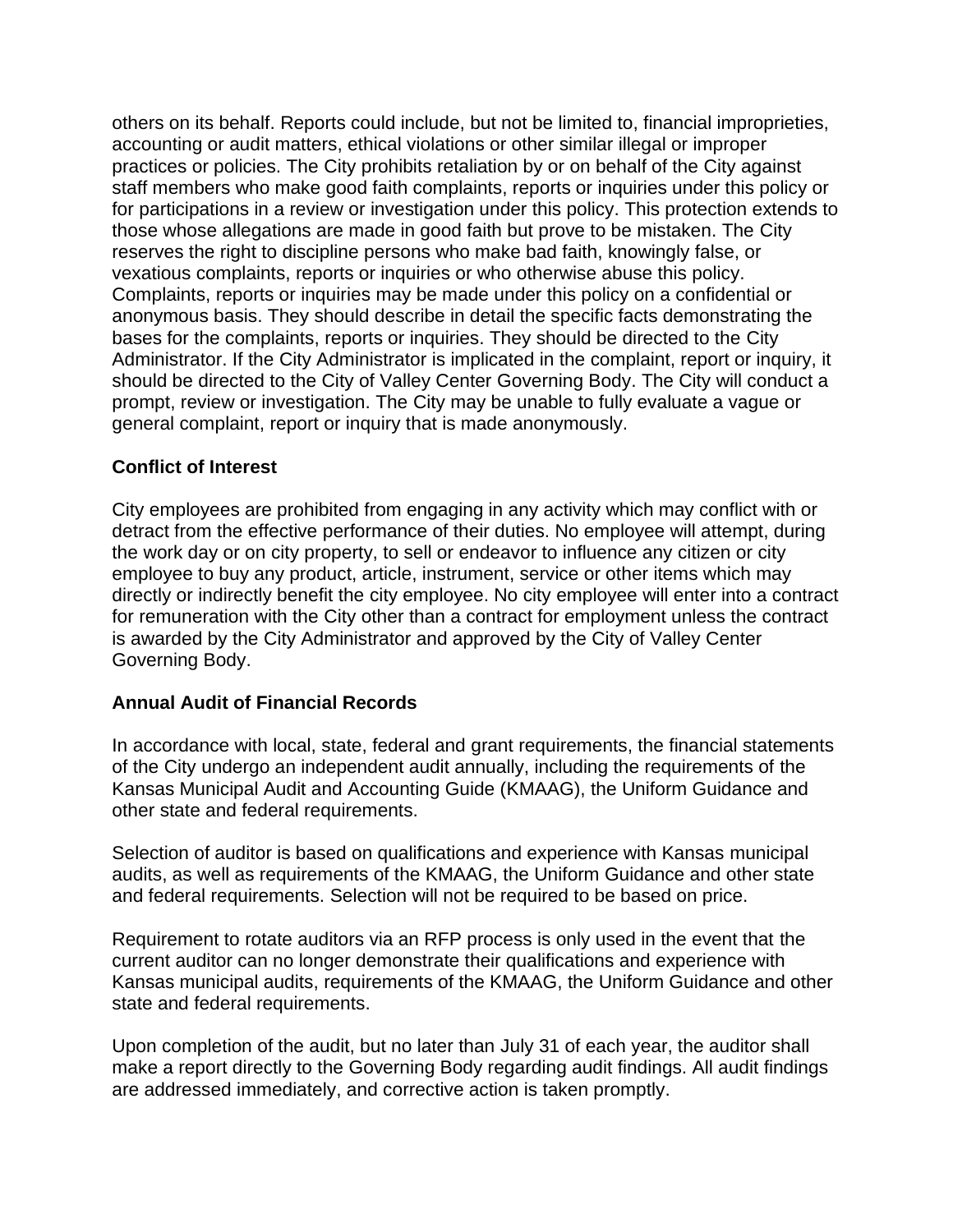others on its behalf. Reports could include, but not be limited to, financial improprieties, accounting or audit matters, ethical violations or other similar illegal or improper practices or policies. The City prohibits retaliation by or on behalf of the City against staff members who make good faith complaints, reports or inquiries under this policy or for participations in a review or investigation under this policy. This protection extends to those whose allegations are made in good faith but prove to be mistaken. The City reserves the right to discipline persons who make bad faith, knowingly false, or vexatious complaints, reports or inquiries or who otherwise abuse this policy. Complaints, reports or inquiries may be made under this policy on a confidential or anonymous basis. They should describe in detail the specific facts demonstrating the bases for the complaints, reports or inquiries. They should be directed to the City Administrator. If the City Administrator is implicated in the complaint, report or inquiry, it should be directed to the City of Valley Center Governing Body. The City will conduct a prompt, review or investigation. The City may be unable to fully evaluate a vague or general complaint, report or inquiry that is made anonymously.

**Conflict of Interest**

City employees are prohibited from engaging in any activity which may conflict with or detract from the effective performance of their duties. No employee will attempt, during the work day or on city property, to sell or endeavor to influence any citizen or city employee to buy any product, article, instrument, service or other items which may directly or indirectly benefit the city employee. No city employee will enter into a contract for remuneration with the City other than a contract for employment unless the contract is awarded by the City Administrator and approved by the City of Valley Center Governing Body.

**Annual Audit of Financial Records**

In accordance with local, state, federal and grant requirements, the financial statements of the City undergo an independent audit annually, including the requirements of the Kansas Municipal Audit and Accounting Guide (KMAAG), the Uniform Guidance and other state and federal requirements.

Selection of auditor is based on qualifications and experience with Kansas municipal audits, as well as requirements of the KMAAG, the Uniform Guidance and other state and federal requirements. Selection will not be required to be based on price.

Requirement to rotate auditors via an RFP process is only used in the event that the current auditor can no longer demonstrate their qualifications and experience with Kansas municipal audits, requirements of the KMAAG, the Uniform Guidance and other state and federal requirements.

Upon completion of the audit, but no later than July 31 of each year, the auditor shall make a report directly to the Governing Body regarding audit findings. All audit findings are addressed immediately, and corrective action is taken promptly.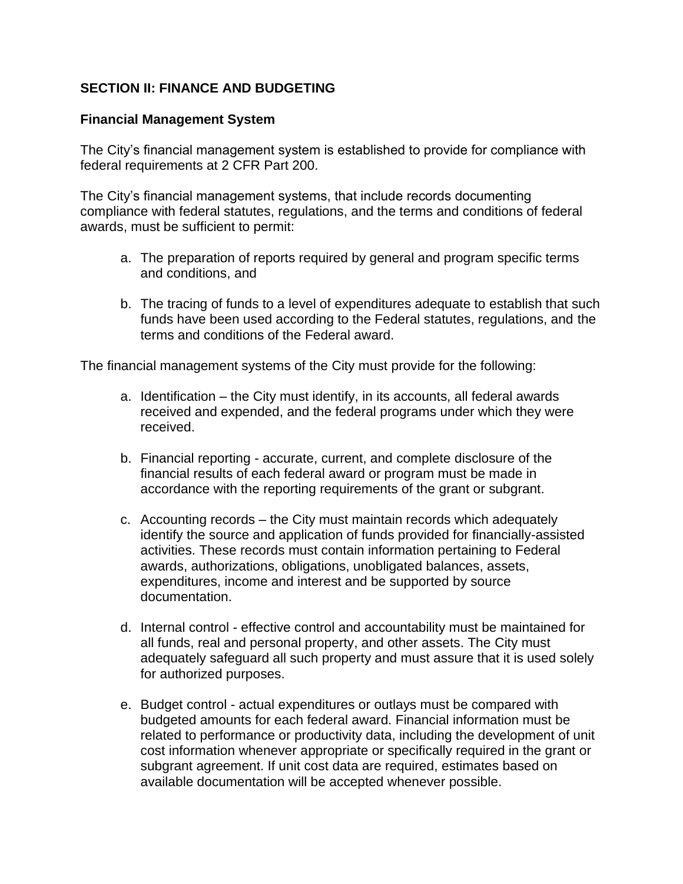## SECTION II: FINANCE AND BUDGETING

### Financial Management System

The City's financial management system is established to provide for compliance with federal requirements at 2 CFR Part 200.

The City's financial management systems, that include records documenting compliance with federal statutes, regulations, and the terms and conditions of federal awards, must be sufficient to permit:

a. The preparation of reports required by general and program specific terms and conditions, and

b. The tracing of funds to a level of expenditures adequate to establish that such funds have been used according to the Federal statutes, regulations, and the terms and conditions of the Federal award.

The financial management systems of the City must provide for the following:

a. Identification – the City must identify, in its accounts, all federal awards received and expended, and the federal programs under which they were received.

b. Financial reporting - accurate, current, and complete disclosure of the financial results of each federal award or program must be made in accordance with the reporting requirements of the grant or subgrant.

c. Accounting records – the City must maintain records which adequately identify the source and application of funds provided for financially-assisted activities. These records must contain information pertaining to Federal awards, authorizations, obligations, unobligated balances, assets, expenditures, income and interest and be supported by source documentation.

d. Internal control - effective control and accountability must be maintained for all funds, real and personal property, and other assets. The City must adequately safeguard all such property and must assure that it is used solely for authorized purposes.

e. Budget control - actual expenditures or outlays must be compared with budgeted amounts for each federal award. Financial information must be related to performance or productivity data, including the development of unit cost information whenever appropriate or specifically required in the grant or subgrant agreement. If unit cost data are required, estimates based on available documentation will be accepted whenever possible.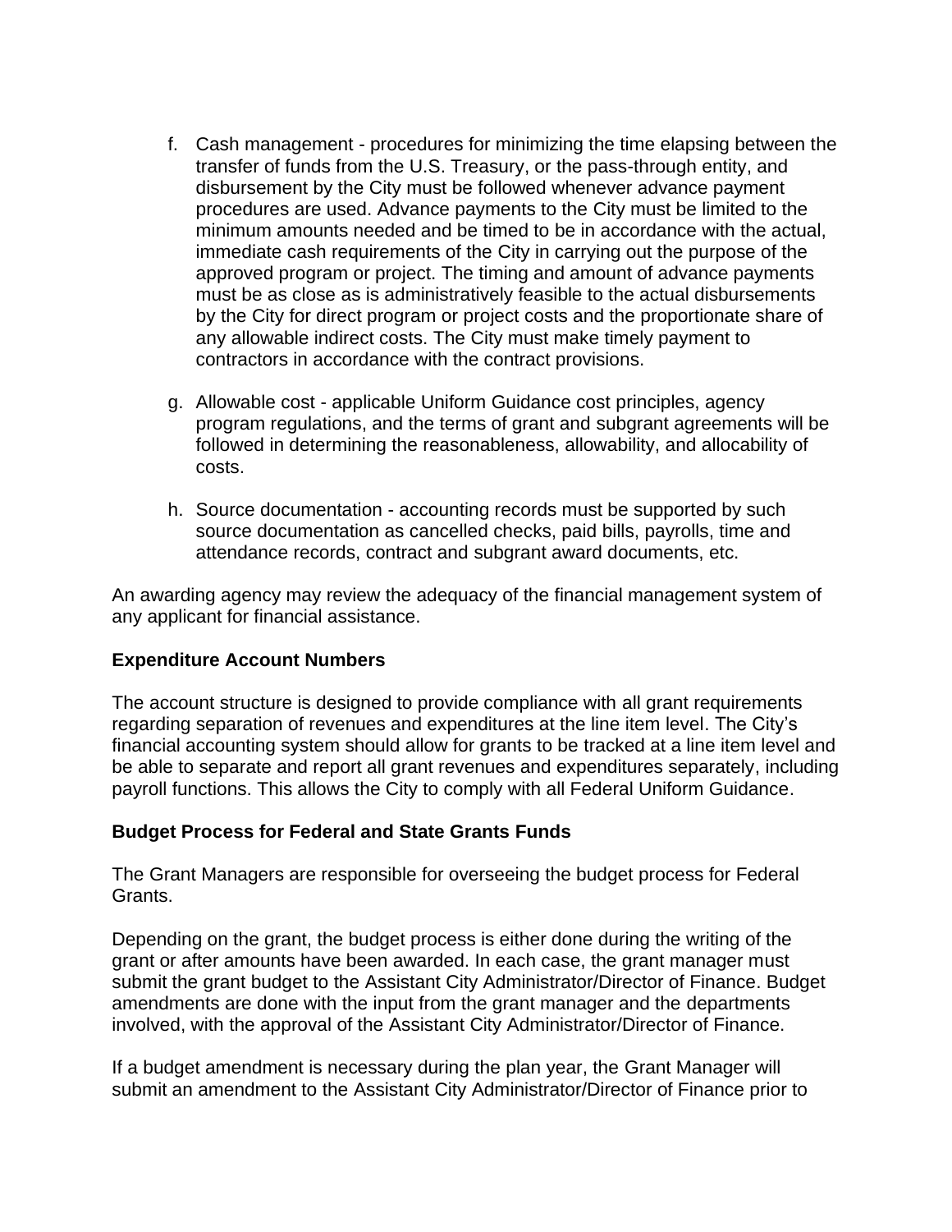f. Cash management - procedures for minimizing the time elapsing between the transfer of funds from the U.S. Treasury, or the pass-through entity, and disbursement by the City must be followed whenever advance payment procedures are used. Advance payments to the City must be limited to the minimum amounts needed and be timed to be in accordance with the actual, immediate cash requirements of the City in carrying out the purpose of the approved program or project. The timing and amount of advance payments must be as close as is administratively feasible to the actual disbursements by the City for direct program or project costs and the proportionate share of any allowable indirect costs. The City must make timely payment to contractors in accordance with the contract provisions.

g. Allowable cost - applicable Uniform Guidance cost principles, agency program regulations, and the terms of grant and subgrant agreements will be followed in determining the reasonableness, allowability, and allocability of costs.

h. Source documentation - accounting records must be supported by such source documentation as cancelled checks, paid bills, payrolls, time and attendance records, contract and subgrant award documents, etc.

An awarding agency may review the adequacy of the financial management system of any applicant for financial assistance.

**Expenditure Account Numbers**

The account structure is designed to provide compliance with all grant requirements regarding separation of revenues and expenditures at the line item level. The City's financial accounting system should allow for grants to be tracked at a line item level and be able to separate and report all grant revenues and expenditures separately, including payroll functions. This allows the City to comply with all Federal Uniform Guidance.

**Budget Process for Federal and State Grants Funds**

The Grant Managers are responsible for overseeing the budget process for Federal Grants.

Depending on the grant, the budget process is either done during the writing of the grant or after amounts have been awarded. In each case, the grant manager must submit the grant budget to the Assistant City Administrator/Director of Finance. Budget amendments are done with the input from the grant manager and the departments involved, with the approval of the Assistant City Administrator/Director of Finance.

If a budget amendment is necessary during the plan year, the Grant Manager will submit an amendment to the Assistant City Administrator/Director of Finance prior to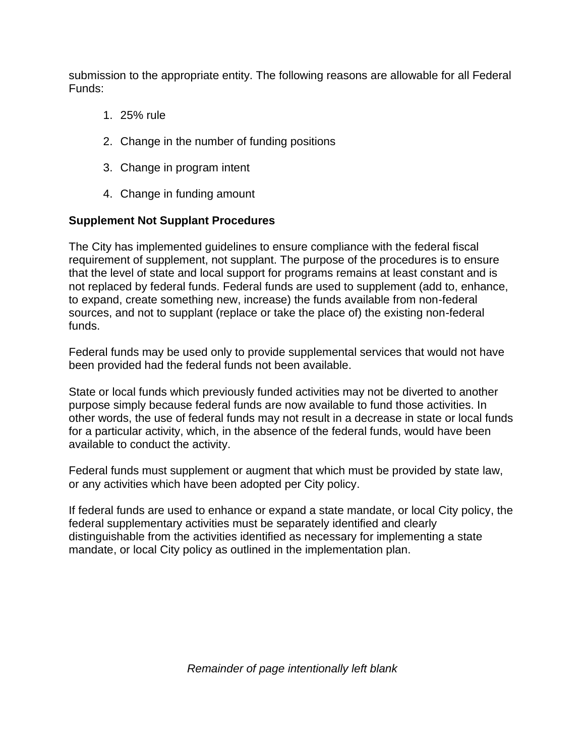submission to the appropriate entity. The following reasons are allowable for all Federal Funds:

1. 25% rule
2. Change in the number of funding positions
3. Change in program intent
4. Change in funding amount

**Supplement Not Supplant Procedures**

The City has implemented guidelines to ensure compliance with the federal fiscal requirement of supplement, not supplant. The purpose of the procedures is to ensure that the level of state and local support for programs remains at least constant and is not replaced by federal funds. Federal funds are used to supplement (add to, enhance, to expand, create something new, increase) the funds available from non-federal sources, and not to supplant (replace or take the place of) the existing non-federal funds.

Federal funds may be used only to provide supplemental services that would not have been provided had the federal funds not been available.

State or local funds which previously funded activities may not be diverted to another purpose simply because federal funds are now available to fund those activities. In other words, the use of federal funds may not result in a decrease in state or local funds for a particular activity, which, in the absence of the federal funds, would have been available to conduct the activity.

Federal funds must supplement or augment that which must be provided by state law, or any activities which have been adopted per City policy.

If federal funds are used to enhance or expand a state mandate, or local City policy, the federal supplementary activities must be separately identified and clearly distinguishable from the activities identified as necessary for implementing a state mandate, or local City policy as outlined in the implementation plan.

*Remainder of page intentionally left blank*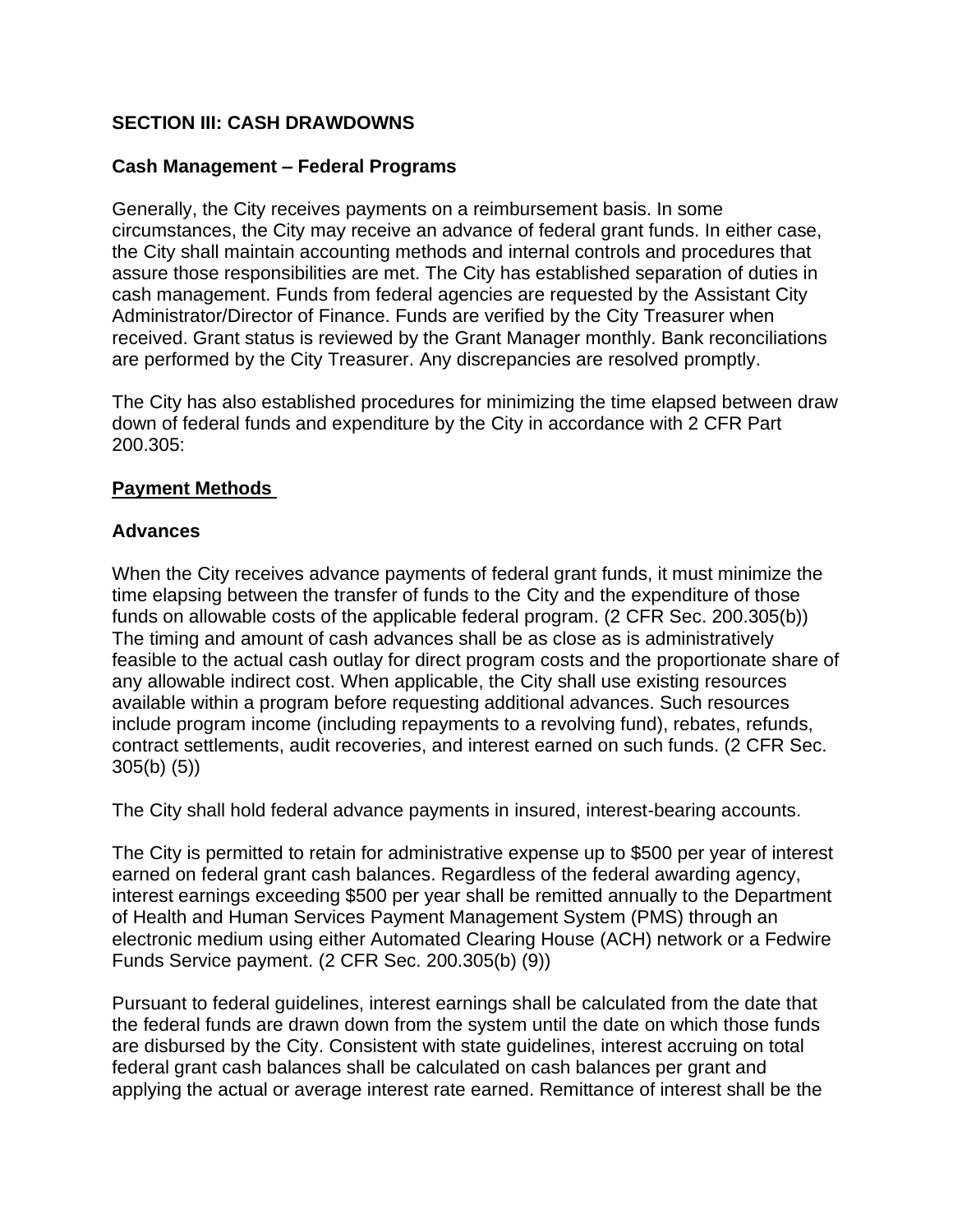## SECTION III: CASH DRAWDOWNS

### Cash Management – Federal Programs

Generally, the City receives payments on a reimbursement basis. In some circumstances, the City may receive an advance of federal grant funds. In either case, the City shall maintain accounting methods and internal controls and procedures that assure those responsibilities are met. The City has established separation of duties in cash management. Funds from federal agencies are requested by the Assistant City Administrator/Director of Finance. Funds are verified by the City Treasurer when received. Grant status is reviewed by the Grant Manager monthly. Bank reconciliations are performed by the City Treasurer. Any discrepancies are resolved promptly.

The City has also established procedures for minimizing the time elapsed between draw down of federal funds and expenditure by the City in accordance with 2 CFR Part 200.305:

### Payment Methods

### Advances

When the City receives advance payments of federal grant funds, it must minimize the time elapsing between the transfer of funds to the City and the expenditure of those funds on allowable costs of the applicable federal program. (2 CFR Sec. 200.305(b)) The timing and amount of cash advances shall be as close as is administratively feasible to the actual cash outlay for direct program costs and the proportionate share of any allowable indirect cost. When applicable, the City shall use existing resources available within a program before requesting additional advances. Such resources include program income (including repayments to a revolving fund), rebates, refunds, contract settlements, audit recoveries, and interest earned on such funds. (2 CFR Sec. 305(b) (5))

The City shall hold federal advance payments in insured, interest-bearing accounts.

The City is permitted to retain for administrative expense up to $500 per year of interest earned on federal grant cash balances. Regardless of the federal awarding agency, interest earnings exceeding $500 per year shall be remitted annually to the Department of Health and Human Services Payment Management System (PMS) through an electronic medium using either Automated Clearing House (ACH) network or a Fedwire Funds Service payment. (2 CFR Sec. 200.305(b) (9))

Pursuant to federal guidelines, interest earnings shall be calculated from the date that the federal funds are drawn down from the system until the date on which those funds are disbursed by the City. Consistent with state guidelines, interest accruing on total federal grant cash balances shall be calculated on cash balances per grant and applying the actual or average interest rate earned. Remittance of interest shall be the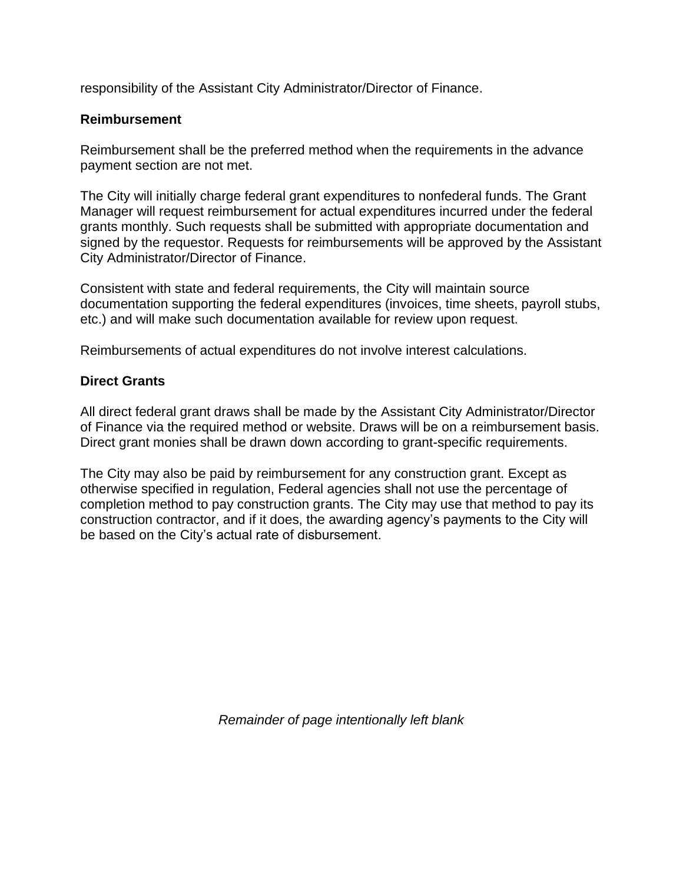responsibility of the Assistant City Administrator/Director of Finance.

**Reimbursement**

Reimbursement shall be the preferred method when the requirements in the advance payment section are not met.

The City will initially charge federal grant expenditures to nonfederal funds. The Grant Manager will request reimbursement for actual expenditures incurred under the federal grants monthly. Such requests shall be submitted with appropriate documentation and signed by the requestor. Requests for reimbursements will be approved by the Assistant City Administrator/Director of Finance.

Consistent with state and federal requirements, the City will maintain source documentation supporting the federal expenditures (invoices, time sheets, payroll stubs, etc.) and will make such documentation available for review upon request.

Reimbursements of actual expenditures do not involve interest calculations.

**Direct Grants**

All direct federal grant draws shall be made by the Assistant City Administrator/Director of Finance via the required method or website. Draws will be on a reimbursement basis. Direct grant monies shall be drawn down according to grant-specific requirements.

The City may also be paid by reimbursement for any construction grant. Except as otherwise specified in regulation, Federal agencies shall not use the percentage of completion method to pay construction grants. The City may use that method to pay its construction contractor, and if it does, the awarding agency's payments to the City will be based on the City's actual rate of disbursement.

*Remainder of page intentionally left blank*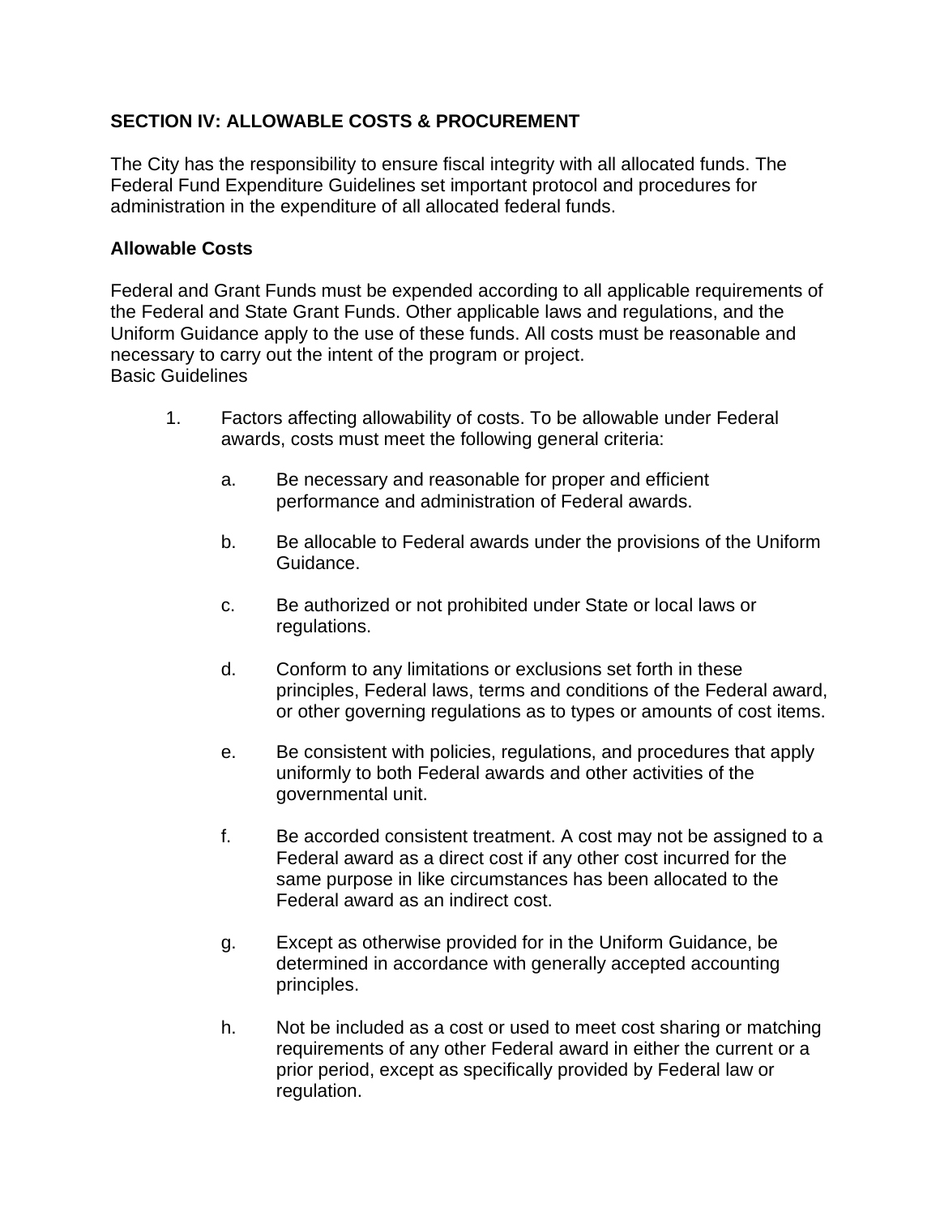## SECTION IV: ALLOWABLE COSTS & PROCUREMENT

The City has the responsibility to ensure fiscal integrity with all allocated funds. The Federal Fund Expenditure Guidelines set important protocol and procedures for administration in the expenditure of all allocated federal funds.

### Allowable Costs

Federal and Grant Funds must be expended according to all applicable requirements of the Federal and State Grant Funds. Other applicable laws and regulations, and the Uniform Guidance apply to the use of these funds. All costs must be reasonable and necessary to carry out the intent of the program or project.
Basic Guidelines

1. Factors affecting allowability of costs. To be allowable under Federal awards, costs must meet the following general criteria:

   a. Be necessary and reasonable for proper and efficient performance and administration of Federal awards.

   b. Be allocable to Federal awards under the provisions of the Uniform Guidance.

   c. Be authorized or not prohibited under State or local laws or regulations.

   d. Conform to any limitations or exclusions set forth in these principles, Federal laws, terms and conditions of the Federal award, or other governing regulations as to types or amounts of cost items.

   e. Be consistent with policies, regulations, and procedures that apply uniformly to both Federal awards and other activities of the governmental unit.

   f. Be accorded consistent treatment. A cost may not be assigned to a Federal award as a direct cost if any other cost incurred for the same purpose in like circumstances has been allocated to the Federal award as an indirect cost.

   g. Except as otherwise provided for in the Uniform Guidance, be determined in accordance with generally accepted accounting principles.

   h. Not be included as a cost or used to meet cost sharing or matching requirements of any other Federal award in either the current or a prior period, except as specifically provided by Federal law or regulation.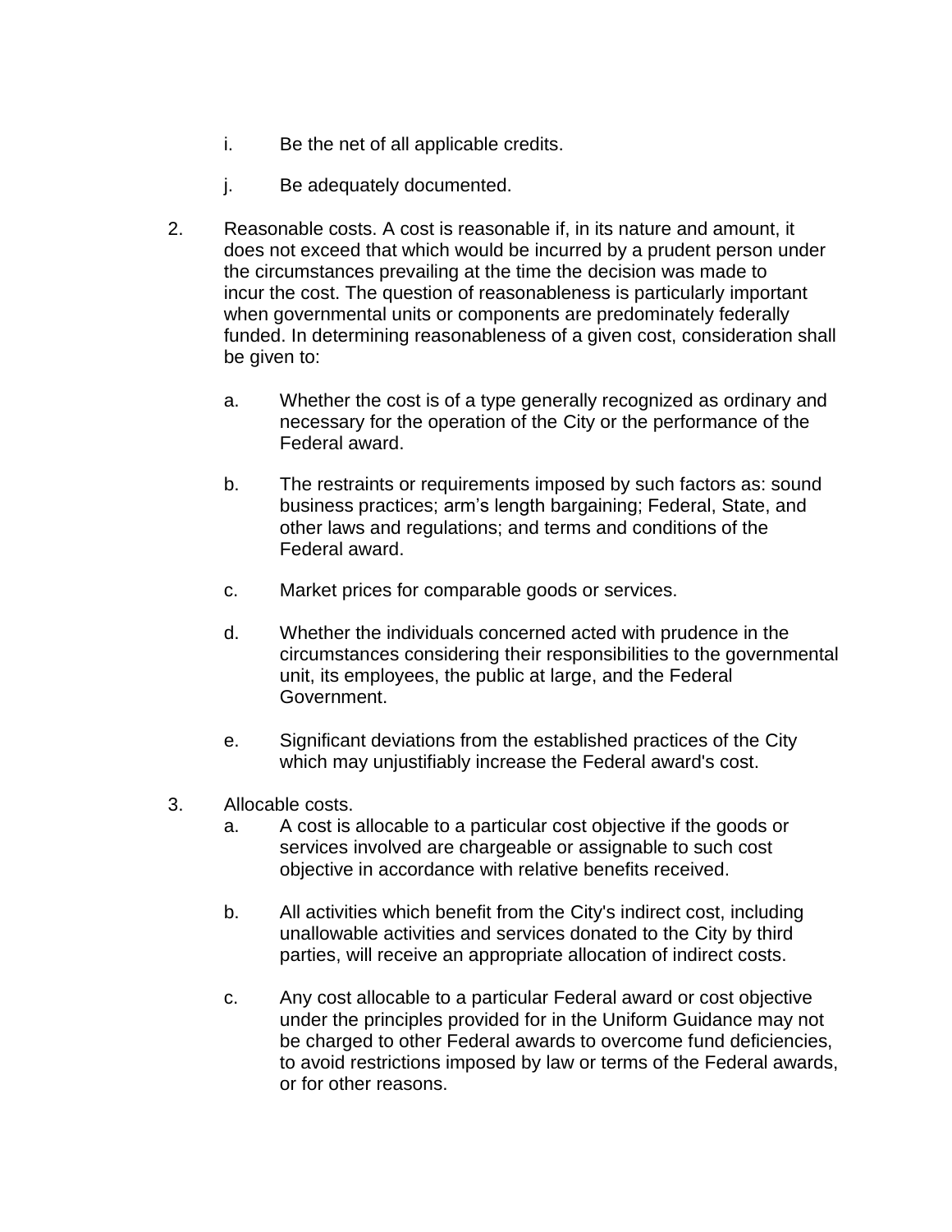i. Be the net of all applicable credits.

   j. Be adequately documented.

2. Reasonable costs. A cost is reasonable if, in its nature and amount, it does not exceed that which would be incurred by a prudent person under the circumstances prevailing at the time the decision was made to incur the cost. The question of reasonableness is particularly important when governmental units or components are predominately federally funded. In determining reasonableness of a given cost, consideration shall be given to:

   a. Whether the cost is of a type generally recognized as ordinary and necessary for the operation of the City or the performance of the Federal award.

   b. The restraints or requirements imposed by such factors as: sound business practices; arm's length bargaining; Federal, State, and other laws and regulations; and terms and conditions of the Federal award.

   c. Market prices for comparable goods or services.

   d. Whether the individuals concerned acted with prudence in the circumstances considering their responsibilities to the governmental unit, its employees, the public at large, and the Federal Government.

   e. Significant deviations from the established practices of the City which may unjustifiably increase the Federal award's cost.

3. Allocable costs.

   a. A cost is allocable to a particular cost objective if the goods or services involved are chargeable or assignable to such cost objective in accordance with relative benefits received.

   b. All activities which benefit from the City's indirect cost, including unallowable activities and services donated to the City by third parties, will receive an appropriate allocation of indirect costs.

   c. Any cost allocable to a particular Federal award or cost objective under the principles provided for in the Uniform Guidance may not be charged to other Federal awards to overcome fund deficiencies, to avoid restrictions imposed by law or terms of the Federal awards, or for other reasons.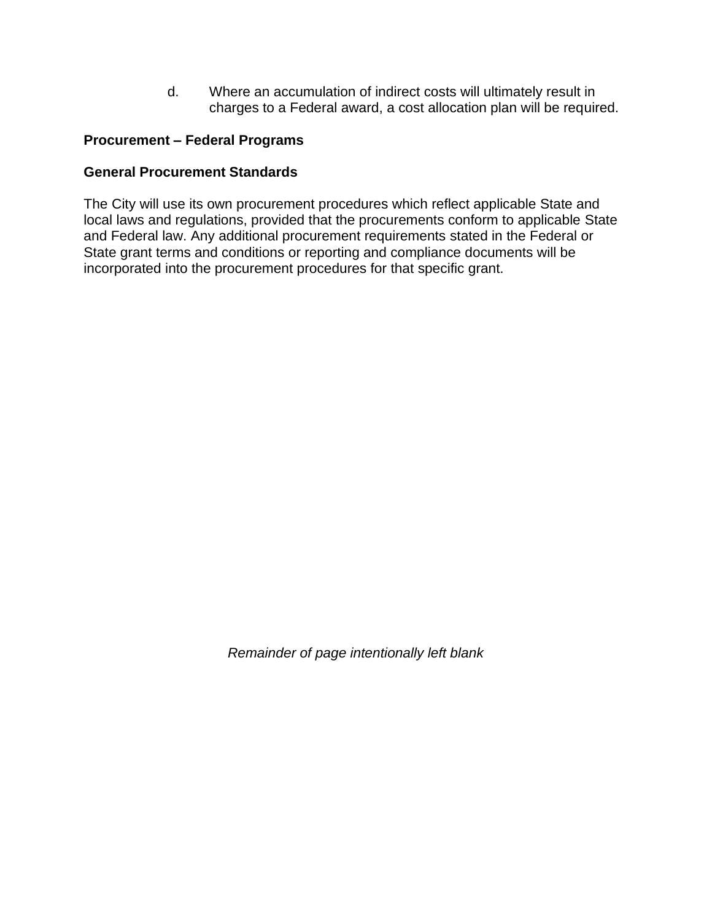d. Where an accumulation of indirect costs will ultimately result in charges to a Federal award, a cost allocation plan will be required.

**Procurement – Federal Programs**

**General Procurement Standards**

The City will use its own procurement procedures which reflect applicable State and local laws and regulations, provided that the procurements conform to applicable State and Federal law. Any additional procurement requirements stated in the Federal or State grant terms and conditions or reporting and compliance documents will be incorporated into the procurement procedures for that specific grant.

*Remainder of page intentionally left blank*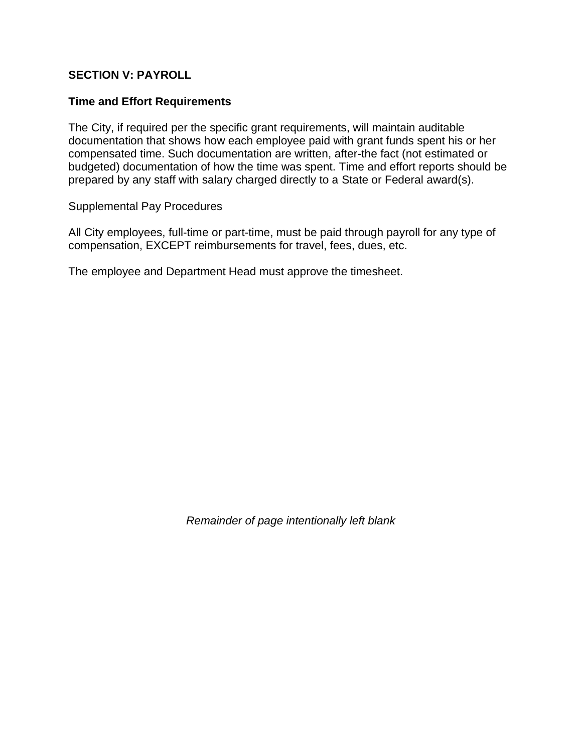## SECTION V: PAYROLL

### Time and Effort Requirements

The City, if required per the specific grant requirements, will maintain auditable documentation that shows how each employee paid with grant funds spent his or her compensated time. Such documentation are written, after-the fact (not estimated or budgeted) documentation of how the time was spent. Time and effort reports should be prepared by any staff with salary charged directly to a State or Federal award(s).

Supplemental Pay Procedures

All City employees, full-time or part-time, must be paid through payroll for any type of compensation, EXCEPT reimbursements for travel, fees, dues, etc.

The employee and Department Head must approve the timesheet.

*Remainder of page intentionally left blank*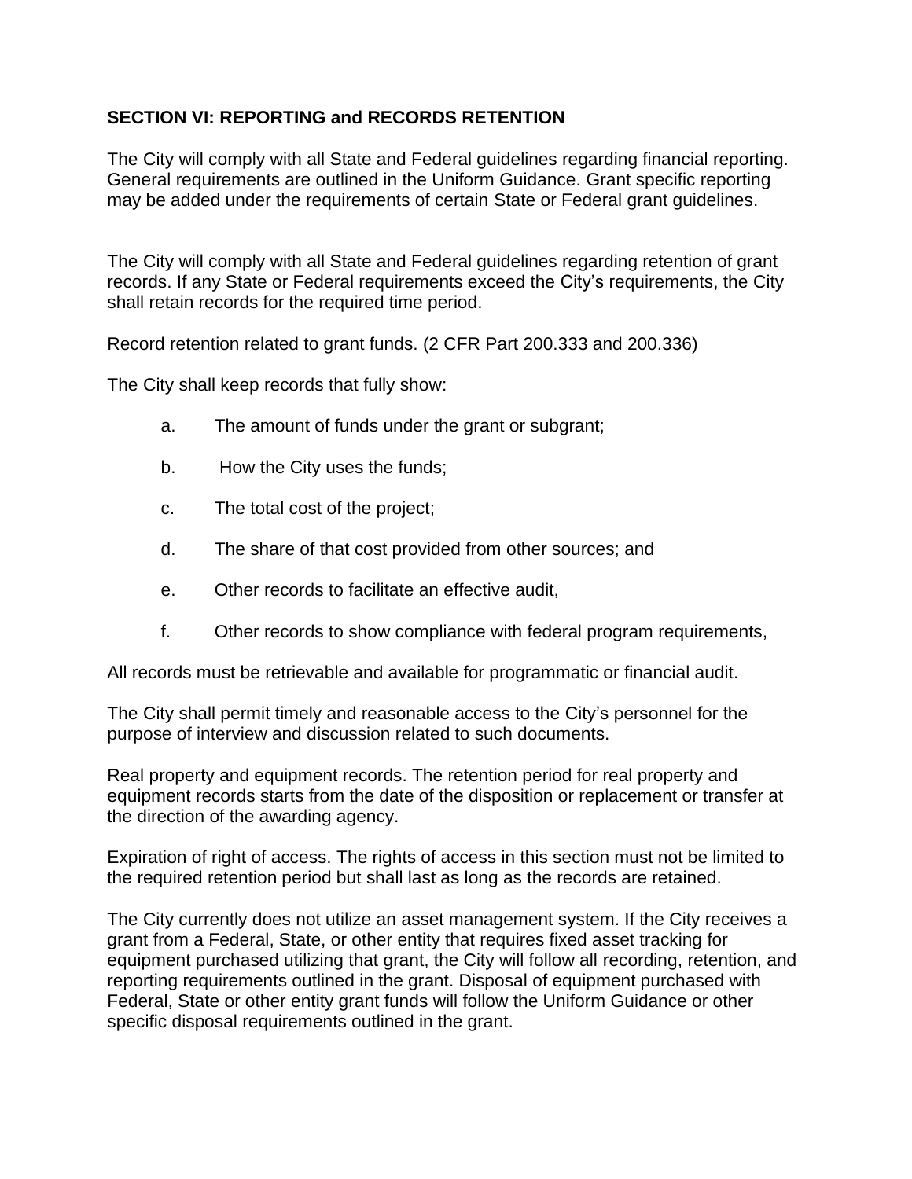**SECTION VI: REPORTING and RECORDS RETENTION**

The City will comply with all State and Federal guidelines regarding financial reporting. General requirements are outlined in the Uniform Guidance. Grant specific reporting may be added under the requirements of certain State or Federal grant guidelines.

The City will comply with all State and Federal guidelines regarding retention of grant records. If any State or Federal requirements exceed the City's requirements, the City shall retain records for the required time period.

Record retention related to grant funds. (2 CFR Part 200.333 and 200.336)

The City shall keep records that fully show:

a. The amount of funds under the grant or subgrant;

b. How the City uses the funds;

c. The total cost of the project;

d. The share of that cost provided from other sources; and

e. Other records to facilitate an effective audit,

f. Other records to show compliance with federal program requirements,

All records must be retrievable and available for programmatic or financial audit.

The City shall permit timely and reasonable access to the City's personnel for the purpose of interview and discussion related to such documents.

Real property and equipment records. The retention period for real property and equipment records starts from the date of the disposition or replacement or transfer at the direction of the awarding agency.

Expiration of right of access. The rights of access in this section must not be limited to the required retention period but shall last as long as the records are retained.

The City currently does not utilize an asset management system. If the City receives a grant from a Federal, State, or other entity that requires fixed asset tracking for equipment purchased utilizing that grant, the City will follow all recording, retention, and reporting requirements outlined in the grant. Disposal of equipment purchased with Federal, State or other entity grant funds will follow the Uniform Guidance or other specific disposal requirements outlined in the grant.